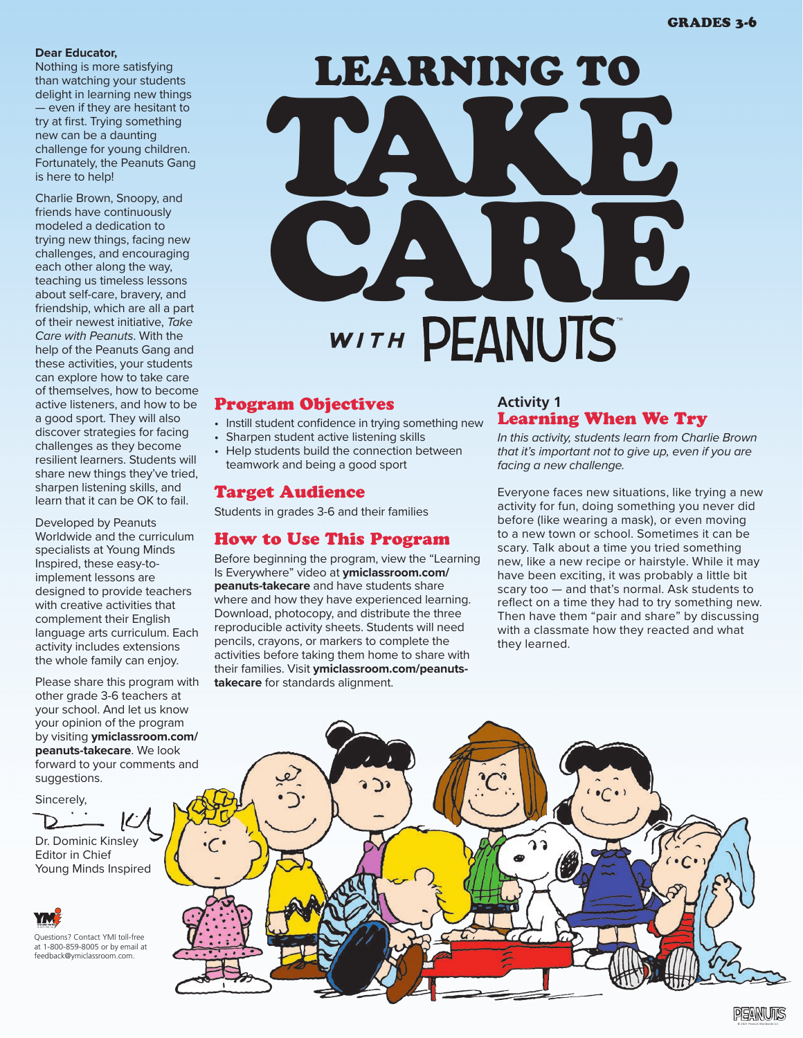GRADES 3-6

# LEARNING TO TAKE CARE WITH PEANUTS™

**Dear Educator,**

Nothing is more satisfying than watching your students delight in learning new things — even if they are hesitant to try at first. Trying something new can be a daunting challenge for young children. Fortunately, the Peanuts Gang is here to help!

Charlie Brown, Snoopy, and friends have continuously modeled a dedication to trying new things, facing new challenges, and encouraging each other along the way, teaching us timeless lessons about self-care, bravery, and friendship, which are all a part of their newest initiative, *Take Care with Peanuts*. With the help of the Peanuts Gang and these activities, your students can explore how to take care of themselves, how to become active listeners, and how to be a good sport. They will also discover strategies for facing challenges as they become resilient learners. Students will share new things they've tried, sharpen listening skills, and learn that it can be OK to fail.

Developed by Peanuts Worldwide and the curriculum specialists at Young Minds Inspired, these easy-to-implement lessons are designed to provide teachers with creative activities that complement their English language arts curriculum. Each activity includes extensions the whole family can enjoy.

Please share this program with other grade 3-6 teachers at your school. And let us know your opinion of the program by visiting **ymiclassroom.com/peanuts-takecare**. We look forward to your comments and suggestions.

Sincerely,

Dr. Dominic Kinsley
Editor in Chief
Young Minds Inspired

Questions? Contact YMI toll-free at 1-800-859-8005 or by email at feedback@ymiclassroom.com.

## Program Objectives

- Instill student confidence in trying something new
- Sharpen student active listening skills
- Help students build the connection between teamwork and being a good sport

## Target Audience

Students in grades 3-6 and their families

## How to Use This Program

Before beginning the program, view the "Learning Is Everywhere" video at **ymiclassroom.com/peanuts-takecare** and have students share where and how they have experienced learning. Download, photocopy, and distribute the three reproducible activity sheets. Students will need pencils, crayons, or markers to complete the activities before taking them home to share with their families. Visit **ymiclassroom.com/peanuts-takecare** for standards alignment.

## Activity 1
## Learning When We Try

*In this activity, students learn from Charlie Brown that it's important not to give up, even if you are facing a new challenge.*

Everyone faces new situations, like trying a new activity for fun, doing something you never did before (like wearing a mask), or even moving to a new town or school. Sometimes it can be scary. Talk about a time you tried something new, like a new recipe or hairstyle. While it may have been exciting, it was probably a little bit scary too — and that's normal. Ask students to reflect on a time they had to try something new. Then have them "pair and share" by discussing with a classmate how they reacted and what they learned.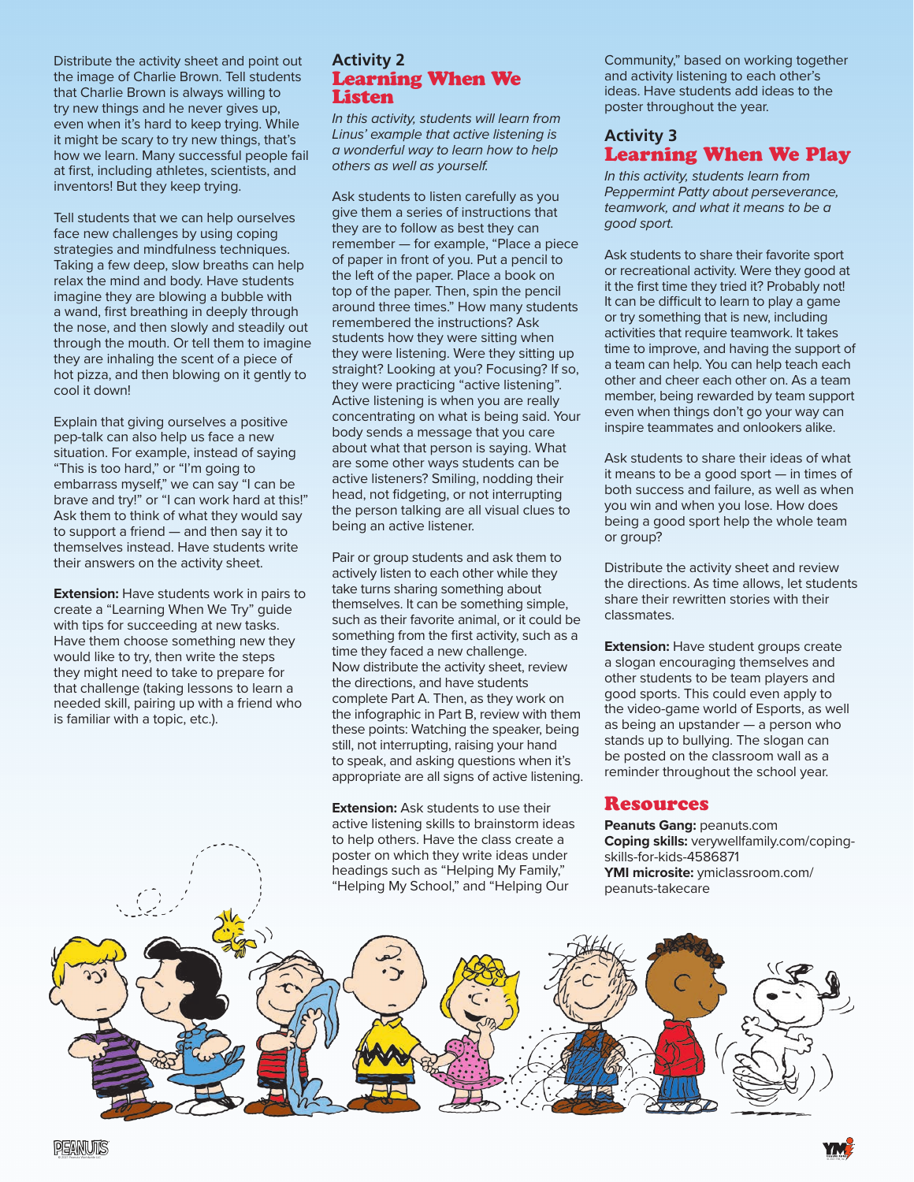Distribute the activity sheet and point out the image of Charlie Brown. Tell students that Charlie Brown is always willing to try new things and he never gives up, even when it's hard to keep trying. While it might be scary to try new things, that's how we learn. Many successful people fail at first, including athletes, scientists, and inventors! But they keep trying.

Tell students that we can help ourselves face new challenges by using coping strategies and mindfulness techniques. Taking a few deep, slow breaths can help relax the mind and body. Have students imagine they are blowing a bubble with a wand, first breathing in deeply through the nose, and then slowly and steadily out through the mouth. Or tell them to imagine they are inhaling the scent of a piece of hot pizza, and then blowing on it gently to cool it down!

Explain that giving ourselves a positive pep-talk can also help us face a new situation. For example, instead of saying "This is too hard," or "I'm going to embarrass myself," we can say "I can be brave and try!" or "I can work hard at this!" Ask them to think of what they would say to support a friend — and then say it to themselves instead. Have students write their answers on the activity sheet.

**Extension:** Have students work in pairs to create a "Learning When We Try" guide with tips for succeeding at new tasks. Have them choose something new they would like to try, then write the steps they might need to take to prepare for that challenge (taking lessons to learn a needed skill, pairing up with a friend who is familiar with a topic, etc.).

## Activity 2
## Learning When We Listen

*In this activity, students will learn from Linus' example that active listening is a wonderful way to learn how to help others as well as yourself.*

Ask students to listen carefully as you give them a series of instructions that they are to follow as best they can remember — for example, "Place a piece of paper in front of you. Put a pencil to the left of the paper. Place a book on top of the paper. Then, spin the pencil around three times." How many students remembered the instructions? Ask students how they were sitting when they were listening. Were they sitting up straight? Looking at you? Focusing? If so, they were practicing "active listening". Active listening is when you are really concentrating on what is being said. Your body sends a message that you care about what that person is saying. What are some other ways students can be active listeners? Smiling, nodding their head, not fidgeting, or not interrupting the person talking are all visual clues to being an active listener.

Pair or group students and ask them to actively listen to each other while they take turns sharing something about themselves. It can be something simple, such as their favorite animal, or it could be something from the first activity, such as a time they faced a new challenge.
Now distribute the activity sheet, review the directions, and have students complete Part A. Then, as they work on the infographic in Part B, review with them these points: Watching the speaker, being still, not interrupting, raising your hand to speak, and asking questions when it's appropriate are all signs of active listening.

**Extension:** Ask students to use their active listening skills to brainstorm ideas to help others. Have the class create a poster on which they write ideas under headings such as "Helping My Family," "Helping My School," and "Helping Our Community," based on working together and activity listening to each other's ideas. Have students add ideas to the poster throughout the year.

## Activity 3
## Learning When We Play

*In this activity, students learn from Peppermint Patty about perseverance, teamwork, and what it means to be a good sport.*

Ask students to share their favorite sport or recreational activity. Were they good at it the first time they tried it? Probably not! It can be difficult to learn to play a game or try something that is new, including activities that require teamwork. It takes time to improve, and having the support of a team can help. You can help teach each other and cheer each other on. As a team member, being rewarded by team support even when things don't go your way can inspire teammates and onlookers alike.

Ask students to share their ideas of what it means to be a good sport — in times of both success and failure, as well as when you win and when you lose. How does being a good sport help the whole team or group?

Distribute the activity sheet and review the directions. As time allows, let students share their rewritten stories with their classmates.

**Extension:** Have student groups create a slogan encouraging themselves and other students to be team players and good sports. This could even apply to the video-game world of Esports, as well as being an upstander — a person who stands up to bullying. The slogan can be posted on the classroom wall as a reminder throughout the school year.

## Resources

**Peanuts Gang:** peanuts.com
**Coping skills:** verywellfamily.com/coping-skills-for-kids-4586871
**YMI microsite:** ymiclassroom.com/peanuts-takecare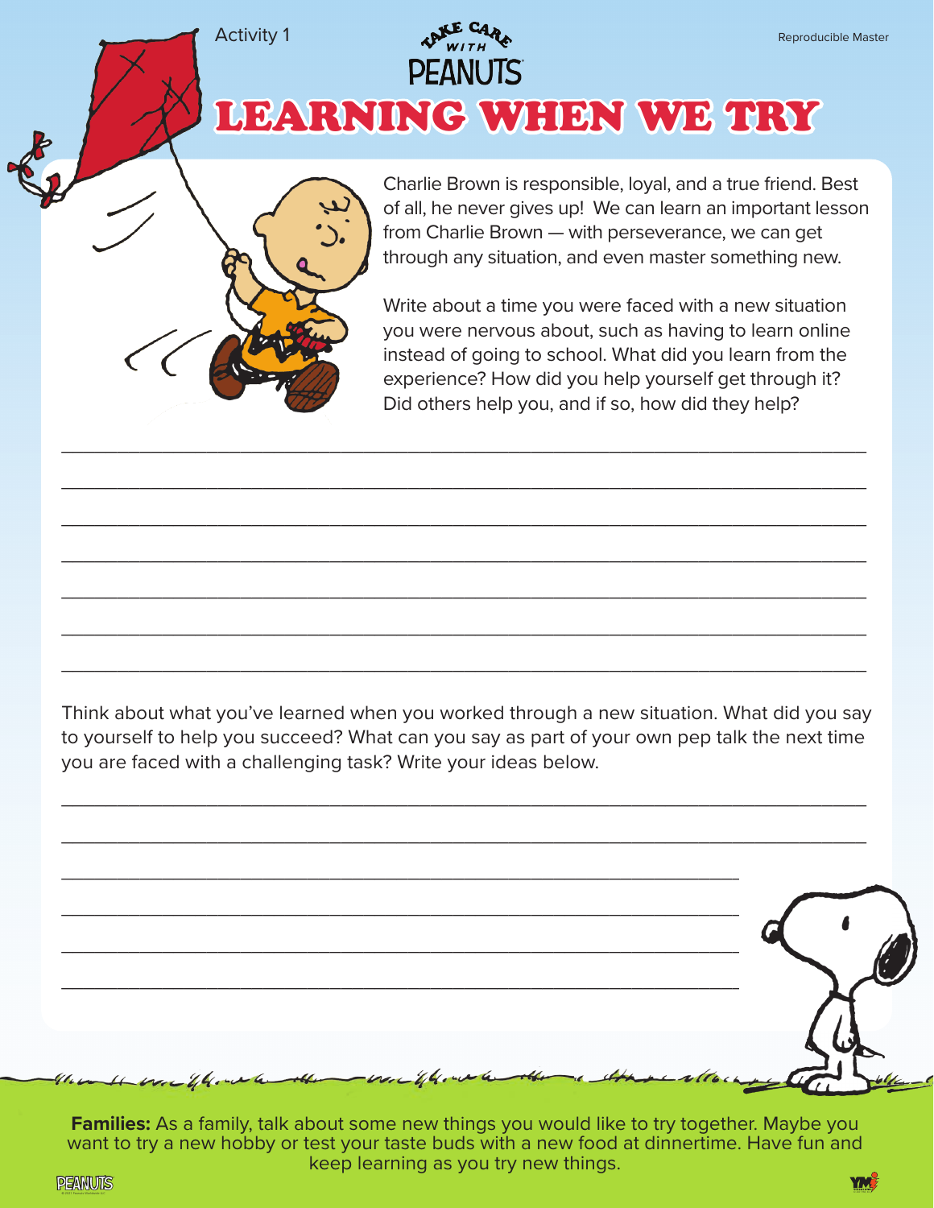Activity 1

Reproducible Master

TAKE CARE WITH PEANUTS

# LEARNING WHEN WE TRY

Charlie Brown is responsible, loyal, and a true friend. Best of all, he never gives up! We can learn an important lesson from Charlie Brown — with perseverance, we can get through any situation, and even master something new.

Write about a time you were faced with a new situation you were nervous about, such as having to learn online instead of going to school. What did you learn from the experience? How did you help yourself get through it? Did others help you, and if so, how did they help?

______________________________________________________________________

______________________________________________________________________

______________________________________________________________________

______________________________________________________________________

______________________________________________________________________

______________________________________________________________________

______________________________________________________________________

Think about what you've learned when you worked through a new situation. What did you say to yourself to help you succeed? What can you say as part of your own pep talk the next time you are faced with a challenging task? Write your ideas below.

______________________________________________________________________

______________________________________________________________________

______________________________________________________________________

______________________________________________________________________

______________________________________________________________________

______________________________________________________________________

**Families:** As a family, talk about some new things you would like to try together. Maybe you want to try a new hobby or test your taste buds with a new food at dinnertime. Have fun and keep learning as you try new things.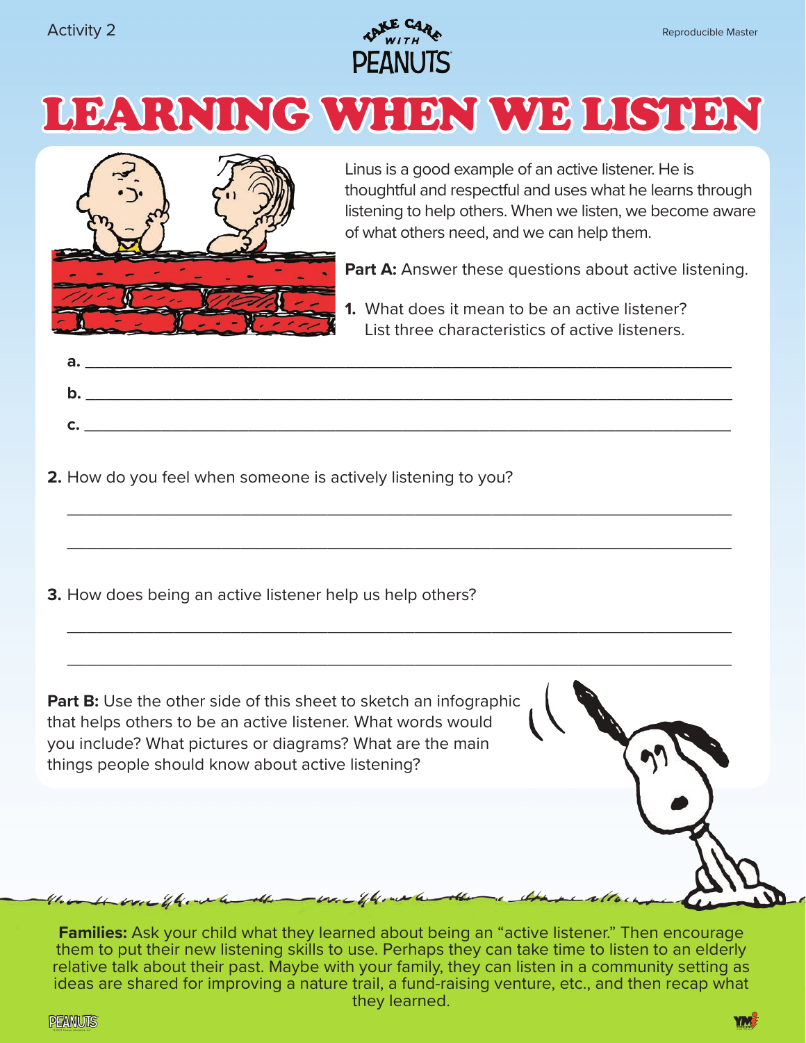Activity 2

Reproducible Master

# LEARNING WHEN WE LISTEN

Linus is a good example of an active listener. He is thoughtful and respectful and uses what he learns through listening to help others. When we listen, we become aware of what others need, and we can help them.

**Part A:** Answer these questions about active listening.

**1.** What does it mean to be an active listener? List three characteristics of active listeners.

**a.** ______________________________________________

**b.** ______________________________________________

**c.** ______________________________________________

**2.** How do you feel when someone is actively listening to you?

______________________________________________

______________________________________________

**3.** How does being an active listener help us help others?

______________________________________________

______________________________________________

**Part B:** Use the other side of this sheet to sketch an infographic that helps others to be an active listener. What words would you include? What pictures or diagrams? What are the main things people should know about active listening?

**Families:** Ask your child what they learned about being an "active listener." Then encourage them to put their new listening skills to use. Perhaps they can take time to listen to an elderly relative talk about their past. Maybe with your family, they can listen in a community setting as ideas are shared for improving a nature trail, a fund-raising venture, etc., and then recap what they learned.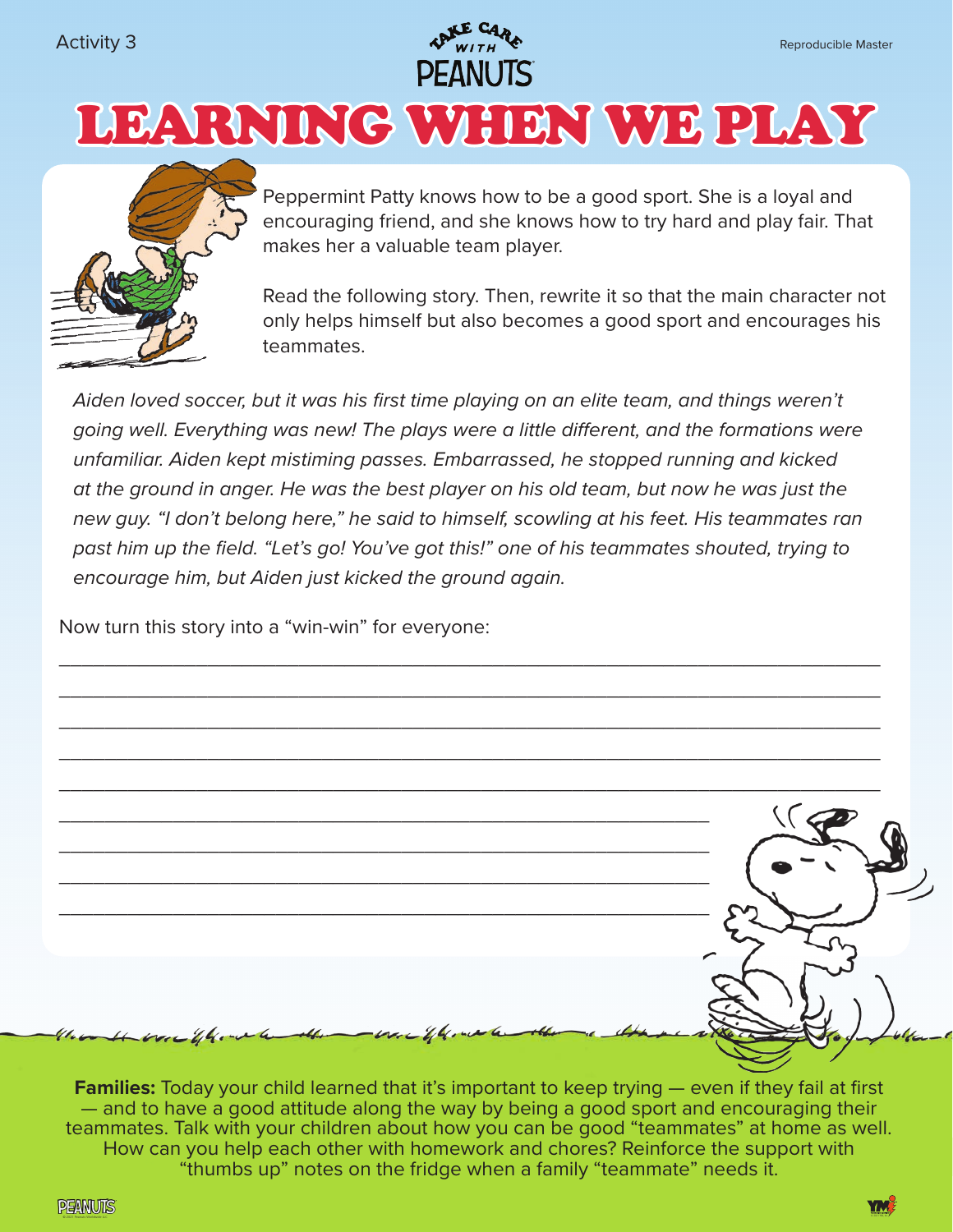Activity 3

Reproducible Master

TAKE CARE WITH PEANUTS

# LEARNING WHEN WE PLAY

Peppermint Patty knows how to be a good sport. She is a loyal and encouraging friend, and she knows how to try hard and play fair. That makes her a valuable team player.

Read the following story. Then, rewrite it so that the main character not only helps himself but also becomes a good sport and encourages his teammates.

*Aiden loved soccer, but it was his first time playing on an elite team, and things weren't going well. Everything was new! The plays were a little different, and the formations were unfamiliar. Aiden kept mistiming passes. Embarrassed, he stopped running and kicked at the ground in anger. He was the best player on his old team, but now he was just the new guy. "I don't belong here," he said to himself, scowling at his feet. His teammates ran past him up the field. "Let's go! You've got this!" one of his teammates shouted, trying to encourage him, but Aiden just kicked the ground again.*

Now turn this story into a "win-win" for everyone:

______________________________________________________________________

______________________________________________________________________

______________________________________________________________________

______________________________________________________________________

______________________________________________________________________

______________________________________________________

______________________________________________________

______________________________________________________

______________________________________________________

**Families:** Today your child learned that it's important to keep trying — even if they fail at first — and to have a good attitude along the way by being a good sport and encouraging their teammates. Talk with your children about how you can be good "teammates" at home as well. How can you help each other with homework and chores? Reinforce the support with "thumbs up" notes on the fridge when a family "teammate" needs it.